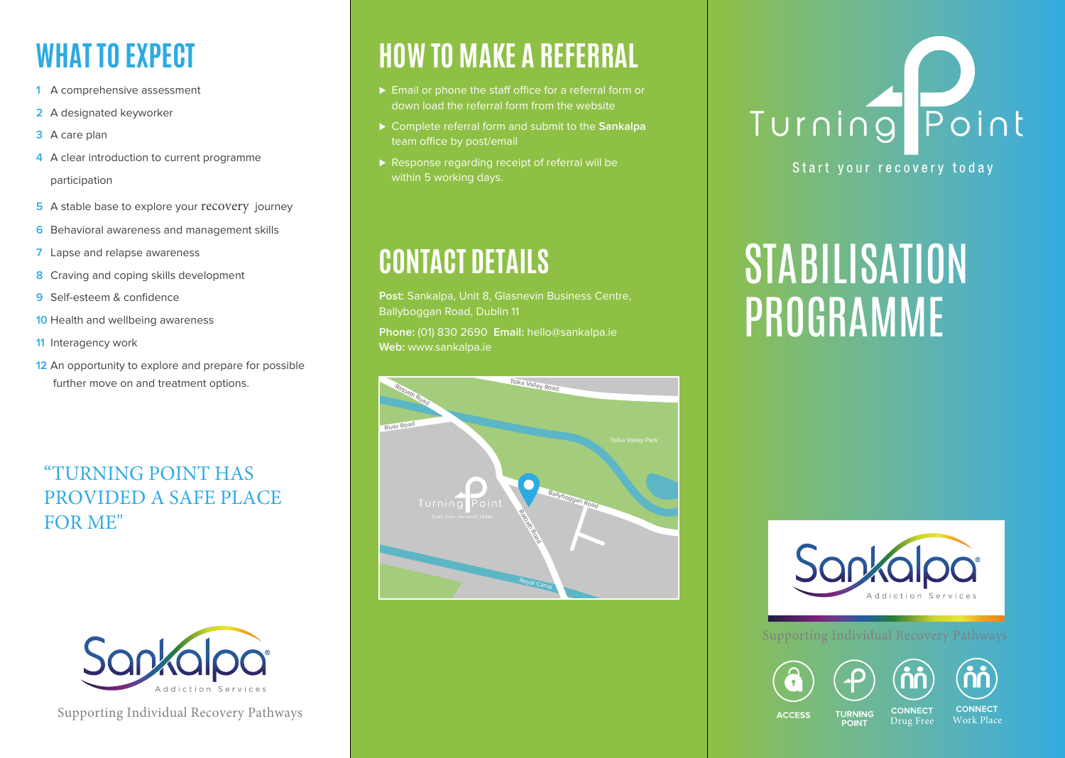## WHAT TO EXPECT

1. A comprehensive assessment
2. A designated keyworker
3. A care plan
4. A clear introduction to current programme participation
5. A stable base to explore your recovery journey
6. Behavioral awareness and management skills
7. Lapse and relapse awareness
8. Craving and coping skills development
9. Self-esteem & confidence
10. Health and wellbeing awareness
11. Interagency work
12. An opportunity to explore and prepare for possible further move on and treatment options.

"TURNING POINT HAS PROVIDED A SAFE PLACE FOR ME"

Sankalpa Addiction Services

Supporting Individual Recovery Pathways

## HOW TO MAKE A REFERRAL

- Email or phone the staff office for a referral form or down load the referral form from the website
- Complete referral form and submit to the **Sankalpa** team office by post/email
- Response regarding receipt of referral will be within 5 working days.

## CONTACT DETAILS

**Post:** Sankalpa, Unit 8, Glasnevin Business Centre, Ballyboggan Road, Dublin 11

**Phone:** (01) 830 2690 **Email:** hello@sankalpa.ie
**Web:** www.sankalpa.ie

Ratoath Road · Tolka Valley Road · River Road · Tolka Valley Park · Ballyboggan Road · Ratoath Road · Royal Canal · Turning Point

Turning Point

Start your recovery today

# STABILISATION PROGRAMME

Sankalpa Addiction Services

Supporting Individual Recovery Pathways

ACCESS · TURNING POINT · CONNECT Drug Free · CONNECT Work Place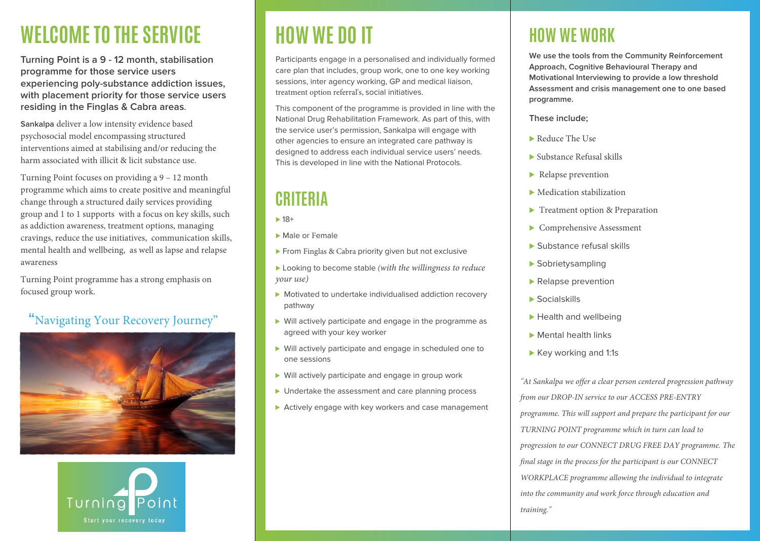# WELCOME TO THE SERVICE

**Turning Point is a 9 - 12 month, stabilisation programme for those service users experiencing poly-substance addiction issues, with placement priority for those service users residing in the Finglas & Cabra areas.**

Sankalpa deliver a low intensity evidence based psychosocial model encompassing structured interventions aimed at stabilising and/or reducing the harm associated with illicit & licit substance use.

Turning Point focuses on providing a 9 – 12 month programme which aims to create positive and meaningful change through a structured daily services providing group and 1 to 1 supports with a focus on key skills, such as addiction awareness, treatment options, managing cravings, reduce the use initiatives, communication skills, mental health and wellbeing, as well as lapse and relapse awareness

Turning Point programme has a strong emphasis on focused group work.

"Navigating Your Recovery Journey"

Turning Point

Start your recovery today

# HOW WE DO IT

Participants engage in a personalised and individually formed care plan that includes, group work, one to one key working sessions, inter agency working, GP and medical liaison, treatment option referral's, social initiatives.

This component of the programme is provided in line with the National Drug Rehabilitation Framework. As part of this, with the service user's permission, Sankalpa will engage with other agencies to ensure an integrated care pathway is designed to address each individual service users' needs. This is developed in line with the National Protocols.

# CRITERIA

- 18+
- Male or Female
- From Finglas & Cabra priority given but not exclusive
- Looking to become stable *(with the willingness to reduce your use)*
- Motivated to undertake individualised addiction recovery pathway
- Will actively participate and engage in the programme as agreed with your key worker
- Will actively participate and engage in scheduled one to one sessions
- Will actively participate and engage in group work
- Undertake the assessment and care planning process
- Actively engage with key workers and case management

# HOW WE WORK

**We use the tools from the Community Reinforcement Approach, Cognitive Behavioural Therapy and Motivational Interviewing to provide a low threshold Assessment and crisis management one to one based programme.**

**These include;**

- Reduce The Use
- Substance Refusal skills
- Relapse prevention
- Medication stabilization
- Treatment option & Preparation
- Comprehensive Assessment
- Substance refusal skills
- Sobrietysampling
- Relapse prevention
- Socialskills
- Health and wellbeing
- Mental health links
- Key working and 1:1s

*"At Sankalpa we offer a clear person centered progression pathway from our DROP-IN service to our ACCESS PRE-ENTRY programme. This will support and prepare the participant for our TURNING POINT programme which in turn can lead to progression to our CONNECT DRUG FREE DAY programme. The final stage in the process for the participant is our CONNECT WORKPLACE programme allowing the individual to integrate into the community and work force through education and training."*